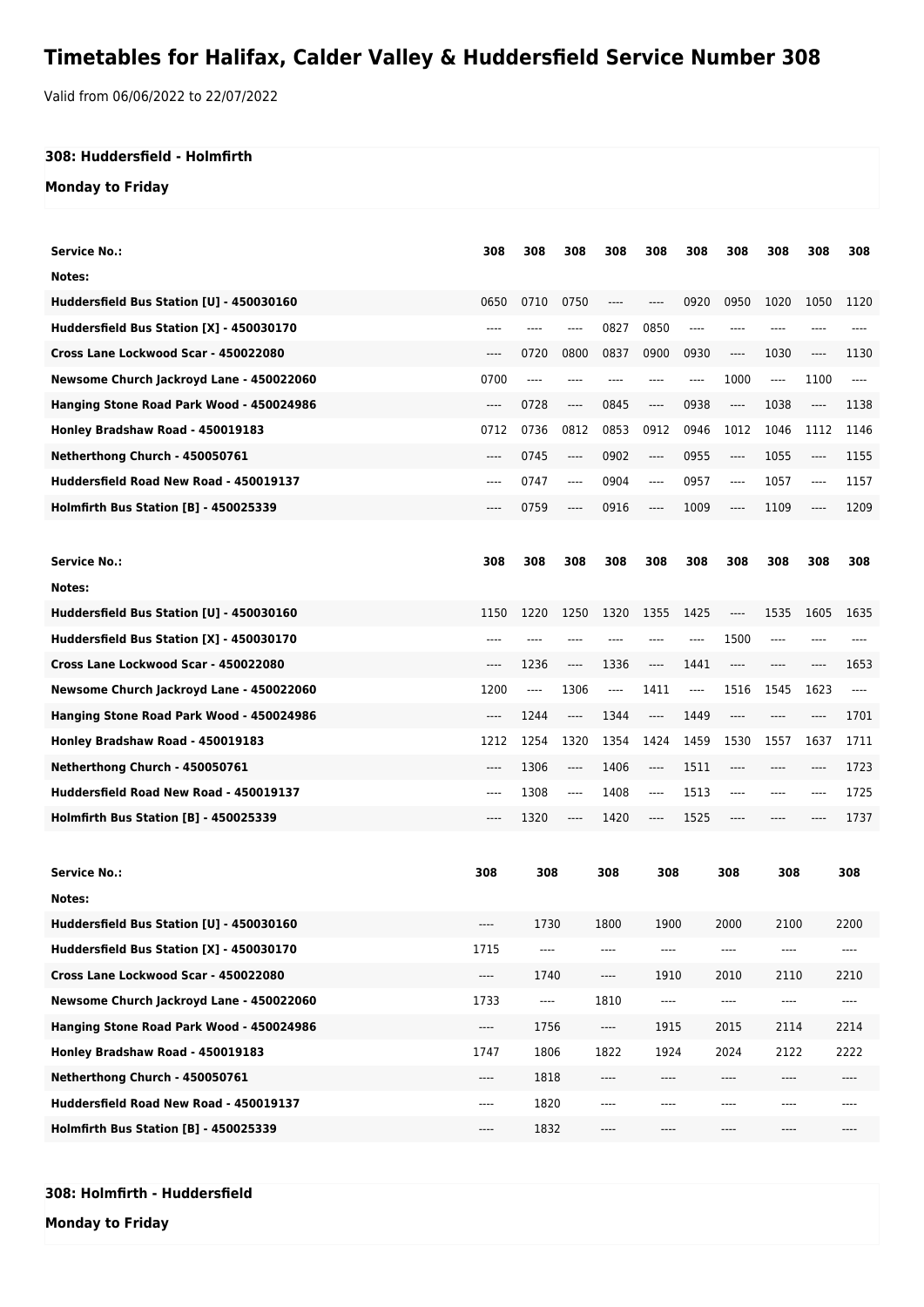# Timetables for Halifax, Calder Valley & Huddersfield Service Number 308

Valid from 06/06/2022 to 22/07/2022

**308: Huddersfield - Holmfirth**

**Monday to Friday**

| Service No.: | 308 | 308 | 308 | 308 | 308 | 308 | 308 | 308 | 308 | 308 |
|---|---|---|---|---|---|---|---|---|---|---|
| Notes: | | | | | | | | | | |
| Huddersfield Bus Station [U] - 450030160 | 0650 | 0710 | 0750 | ---- | ---- | 0920 | 0950 | 1020 | 1050 | 1120 |
| Huddersfield Bus Station [X] - 450030170 | ---- | ---- | ---- | 0827 | 0850 | ---- | ---- | ---- | ---- | ---- |
| Cross Lane Lockwood Scar - 450022080 | ---- | 0720 | 0800 | 0837 | 0900 | 0930 | ---- | 1030 | ---- | 1130 |
| Newsome Church Jackroyd Lane - 450022060 | 0700 | ---- | ---- | ---- | ---- | ---- | 1000 | ---- | 1100 | ---- |
| Hanging Stone Road Park Wood - 450024986 | ---- | 0728 | ---- | 0845 | ---- | 0938 | ---- | 1038 | ---- | 1138 |
| Honley Bradshaw Road - 450019183 | 0712 | 0736 | 0812 | 0853 | 0912 | 0946 | 1012 | 1046 | 1112 | 1146 |
| Netherthong Church - 450050761 | ---- | 0745 | ---- | 0902 | ---- | 0955 | ---- | 1055 | ---- | 1155 |
| Huddersfield Road New Road - 450019137 | ---- | 0747 | ---- | 0904 | ---- | 0957 | ---- | 1057 | ---- | 1157 |
| Holmfirth Bus Station [B] - 450025339 | ---- | 0759 | ---- | 0916 | ---- | 1009 | ---- | 1109 | ---- | 1209 |

| Service No.: | 308 | 308 | 308 | 308 | 308 | 308 | 308 | 308 | 308 | 308 |
|---|---|---|---|---|---|---|---|---|---|---|
| Notes: | | | | | | | | | | |
| Huddersfield Bus Station [U] - 450030160 | 1150 | 1220 | 1250 | 1320 | 1355 | 1425 | ---- | 1535 | 1605 | 1635 |
| Huddersfield Bus Station [X] - 450030170 | ---- | ---- | ---- | ---- | ---- | ---- | 1500 | ---- | ---- | ---- |
| Cross Lane Lockwood Scar - 450022080 | ---- | 1236 | ---- | 1336 | ---- | 1441 | ---- | ---- | ---- | 1653 |
| Newsome Church Jackroyd Lane - 450022060 | 1200 | ---- | 1306 | ---- | 1411 | ---- | 1516 | 1545 | 1623 | ---- |
| Hanging Stone Road Park Wood - 450024986 | ---- | 1244 | ---- | 1344 | ---- | 1449 | ---- | ---- | ---- | 1701 |
| Honley Bradshaw Road - 450019183 | 1212 | 1254 | 1320 | 1354 | 1424 | 1459 | 1530 | 1557 | 1637 | 1711 |
| Netherthong Church - 450050761 | ---- | 1306 | ---- | 1406 | ---- | 1511 | ---- | ---- | ---- | 1723 |
| Huddersfield Road New Road - 450019137 | ---- | 1308 | ---- | 1408 | ---- | 1513 | ---- | ---- | ---- | 1725 |
| Holmfirth Bus Station [B] - 450025339 | ---- | 1320 | ---- | 1420 | ---- | 1525 | ---- | ---- | ---- | 1737 |

| Service No.: | 308 | 308 | 308 | 308 | 308 | 308 | 308 |
|---|---|---|---|---|---|---|---|
| Notes: | | | | | | | |
| Huddersfield Bus Station [U] - 450030160 | ---- | 1730 | 1800 | 1900 | 2000 | 2100 | 2200 |
| Huddersfield Bus Station [X] - 450030170 | 1715 | ---- | ---- | ---- | ---- | ---- | ---- |
| Cross Lane Lockwood Scar - 450022080 | ---- | 1740 | ---- | 1910 | 2010 | 2110 | 2210 |
| Newsome Church Jackroyd Lane - 450022060 | 1733 | ---- | 1810 | ---- | ---- | ---- | ---- |
| Hanging Stone Road Park Wood - 450024986 | ---- | 1756 | ---- | 1915 | 2015 | 2114 | 2214 |
| Honley Bradshaw Road - 450019183 | 1747 | 1806 | 1822 | 1924 | 2024 | 2122 | 2222 |
| Netherthong Church - 450050761 | ---- | 1818 | ---- | ---- | ---- | ---- | ---- |
| Huddersfield Road New Road - 450019137 | ---- | 1820 | ---- | ---- | ---- | ---- | ---- |
| Holmfirth Bus Station [B] - 450025339 | ---- | 1832 | ---- | ---- | ---- | ---- | ---- |

**308: Holmfirth - Huddersfield**

**Monday to Friday**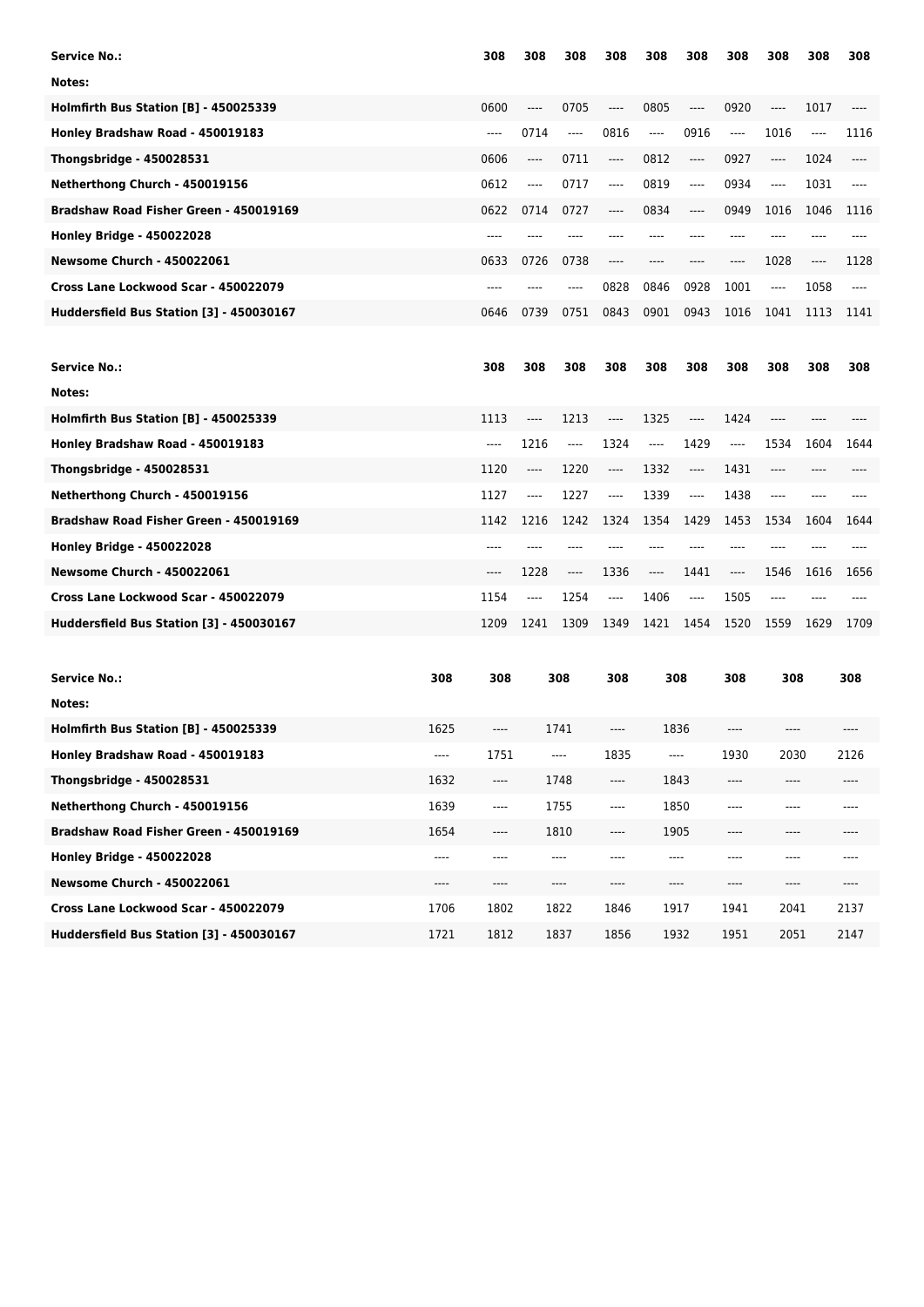| Service No.: | 308 | 308 | 308 | 308 | 308 | 308 | 308 | 308 | 308 | 308 |
|---|---|---|---|---|---|---|---|---|---|---|
| Notes: | | | | | | | | | | |
| Holmfirth Bus Station [B] - 450025339 | 0600 | ---- | 0705 | ---- | 0805 | ---- | 0920 | ---- | 1017 | ---- |
| Honley Bradshaw Road - 450019183 | ---- | 0714 | ---- | 0816 | ---- | 0916 | ---- | 1016 | ---- | 1116 |
| Thongsbridge - 450028531 | 0606 | ---- | 0711 | ---- | 0812 | ---- | 0927 | ---- | 1024 | ---- |
| Netherthong Church - 450019156 | 0612 | ---- | 0717 | ---- | 0819 | ---- | 0934 | ---- | 1031 | ---- |
| Bradshaw Road Fisher Green - 450019169 | 0622 | 0714 | 0727 | ---- | 0834 | ---- | 0949 | 1016 | 1046 | 1116 |
| Honley Bridge - 450022028 | ---- | ---- | ---- | ---- | ---- | ---- | ---- | ---- | ---- | ---- |
| Newsome Church - 450022061 | 0633 | 0726 | 0738 | ---- | ---- | ---- | ---- | 1028 | ---- | 1128 |
| Cross Lane Lockwood Scar - 450022079 | ---- | ---- | ---- | 0828 | 0846 | 0928 | 1001 | ---- | 1058 | ---- |
| Huddersfield Bus Station [3] - 450030167 | 0646 | 0739 | 0751 | 0843 | 0901 | 0943 | 1016 | 1041 | 1113 | 1141 |

| Service No.: | 308 | 308 | 308 | 308 | 308 | 308 | 308 | 308 | 308 | 308 |
|---|---|---|---|---|---|---|---|---|---|---|
| Notes: | | | | | | | | | | |
| Holmfirth Bus Station [B] - 450025339 | 1113 | ---- | 1213 | ---- | 1325 | ---- | 1424 | ---- | ---- | ---- |
| Honley Bradshaw Road - 450019183 | ---- | 1216 | ---- | 1324 | ---- | 1429 | ---- | 1534 | 1604 | 1644 |
| Thongsbridge - 450028531 | 1120 | ---- | 1220 | ---- | 1332 | ---- | 1431 | ---- | ---- | ---- |
| Netherthong Church - 450019156 | 1127 | ---- | 1227 | ---- | 1339 | ---- | 1438 | ---- | ---- | ---- |
| Bradshaw Road Fisher Green - 450019169 | 1142 | 1216 | 1242 | 1324 | 1354 | 1429 | 1453 | 1534 | 1604 | 1644 |
| Honley Bridge - 450022028 | ---- | ---- | ---- | ---- | ---- | ---- | ---- | ---- | ---- | ---- |
| Newsome Church - 450022061 | ---- | 1228 | ---- | 1336 | ---- | 1441 | ---- | 1546 | 1616 | 1656 |
| Cross Lane Lockwood Scar - 450022079 | 1154 | ---- | 1254 | ---- | 1406 | ---- | 1505 | ---- | ---- | ---- |
| Huddersfield Bus Station [3] - 450030167 | 1209 | 1241 | 1309 | 1349 | 1421 | 1454 | 1520 | 1559 | 1629 | 1709 |

| Service No.: | 308 | 308 | 308 | 308 | 308 | 308 | 308 | 308 |
|---|---|---|---|---|---|---|---|---|
| Notes: | | | | | | | | |
| Holmfirth Bus Station [B] - 450025339 | 1625 | ---- | 1741 | ---- | 1836 | ---- | ---- | ---- |
| Honley Bradshaw Road - 450019183 | ---- | 1751 | ---- | 1835 | ---- | 1930 | 2030 | 2126 |
| Thongsbridge - 450028531 | 1632 | ---- | 1748 | ---- | 1843 | ---- | ---- | ---- |
| Netherthong Church - 450019156 | 1639 | ---- | 1755 | ---- | 1850 | ---- | ---- | ---- |
| Bradshaw Road Fisher Green - 450019169 | 1654 | ---- | 1810 | ---- | 1905 | ---- | ---- | ---- |
| Honley Bridge - 450022028 | ---- | ---- | ---- | ---- | ---- | ---- | ---- | ---- |
| Newsome Church - 450022061 | ---- | ---- | ---- | ---- | ---- | ---- | ---- | ---- |
| Cross Lane Lockwood Scar - 450022079 | 1706 | 1802 | 1822 | 1846 | 1917 | 1941 | 2041 | 2137 |
| Huddersfield Bus Station [3] - 450030167 | 1721 | 1812 | 1837 | 1856 | 1932 | 1951 | 2051 | 2147 |